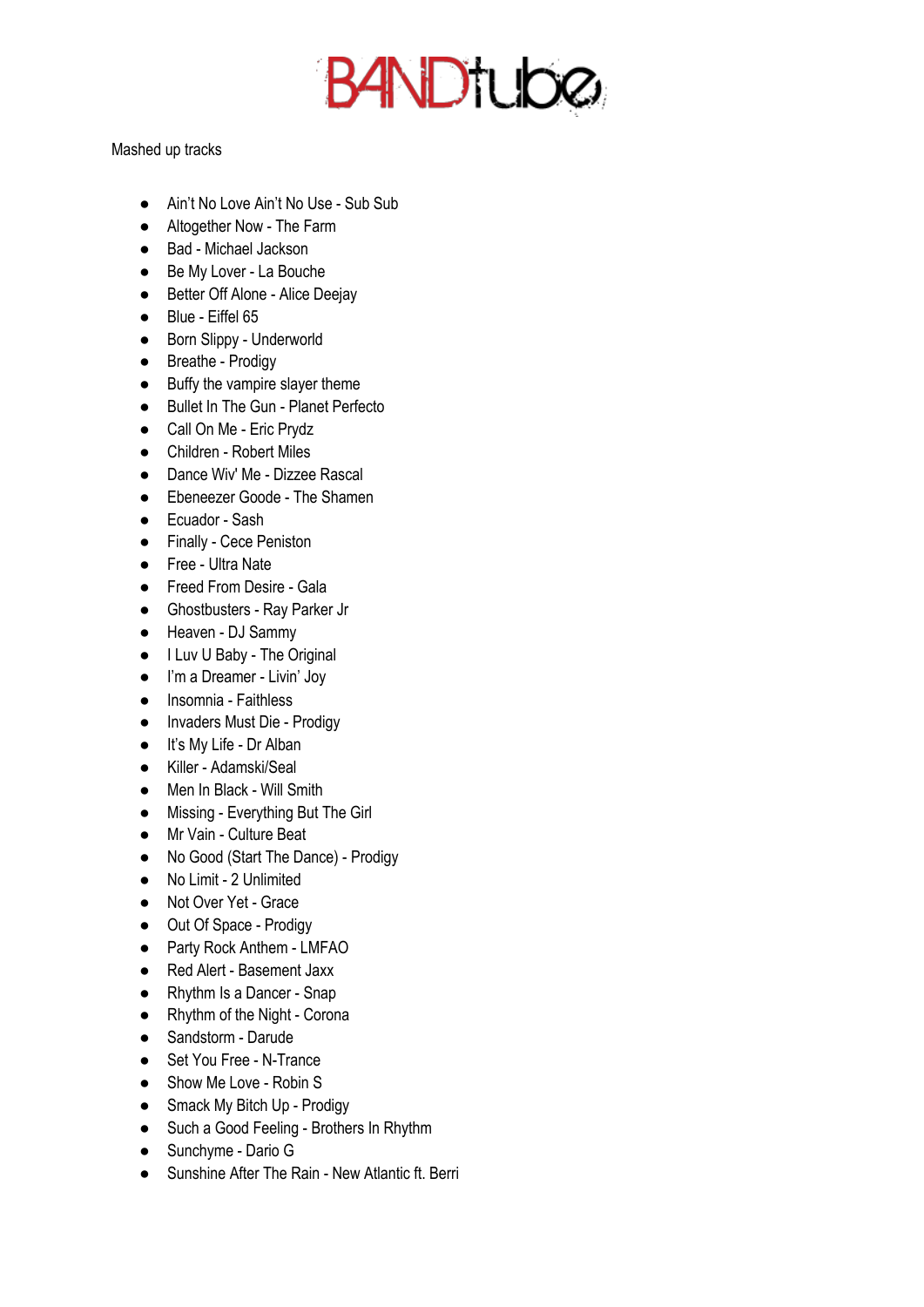BANDtube

Mashed up tracks

- Ain't No Love Ain't No Use - Sub Sub
- Altogether Now - The Farm
- Bad - Michael Jackson
- Be My Lover - La Bouche
- Better Off Alone - Alice Deejay
- Blue - Eiffel 65
- Born Slippy - Underworld
- Breathe - Prodigy
- Buffy the vampire slayer theme
- Bullet In The Gun - Planet Perfecto
- Call On Me - Eric Prydz
- Children - Robert Miles
- Dance Wiv' Me - Dizzee Rascal
- Ebeneezer Goode - The Shamen
- Ecuador - Sash
- Finally - Cece Peniston
- Free - Ultra Nate
- Freed From Desire - Gala
- Ghostbusters - Ray Parker Jr
- Heaven - DJ Sammy
- I Luv U Baby - The Original
- I'm a Dreamer - Livin' Joy
- Insomnia - Faithless
- Invaders Must Die - Prodigy
- It's My Life - Dr Alban
- Killer - Adamski/Seal
- Men In Black - Will Smith
- Missing - Everything But The Girl
- Mr Vain - Culture Beat
- No Good (Start The Dance) - Prodigy
- No Limit - 2 Unlimited
- Not Over Yet - Grace
- Out Of Space - Prodigy
- Party Rock Anthem - LMFAO
- Red Alert - Basement Jaxx
- Rhythm Is a Dancer - Snap
- Rhythm of the Night - Corona
- Sandstorm - Darude
- Set You Free - N-Trance
- Show Me Love - Robin S
- Smack My Bitch Up - Prodigy
- Such a Good Feeling - Brothers In Rhythm
- Sunchyme - Dario G
- Sunshine After The Rain - New Atlantic ft. Berri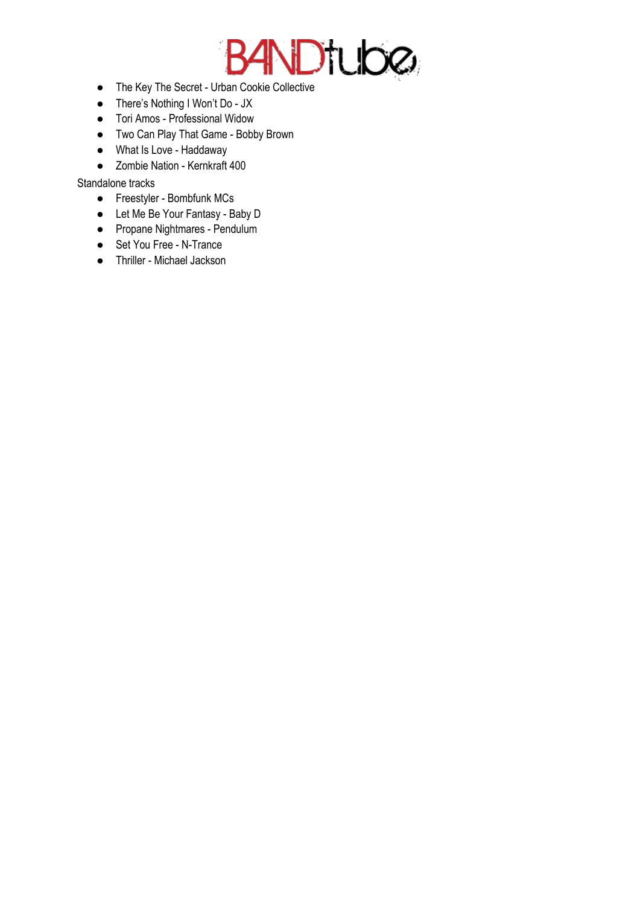- The Key The Secret - Urban Cookie Collective
- There's Nothing I Won't Do - JX
- Tori Amos - Professional Widow
- Two Can Play That Game - Bobby Brown
- What Is Love - Haddaway
- Zombie Nation - Kernkraft 400

Standalone tracks

- Freestyler - Bombfunk MCs
- Let Me Be Your Fantasy - Baby D
- Propane Nightmares - Pendulum
- Set You Free - N-Trance
- Thriller - Michael Jackson